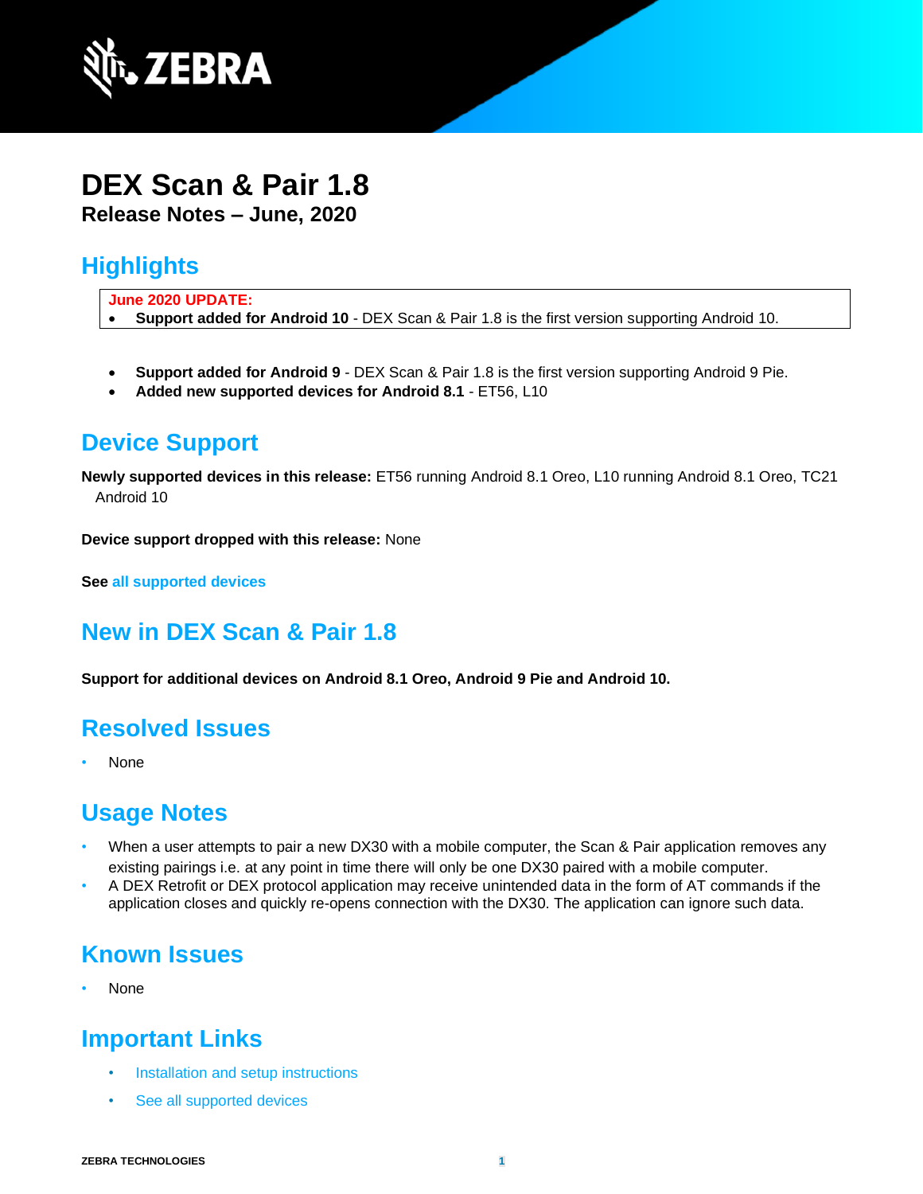# DEX Scan & Pair 1.8

**Release Notes – June, 2020**

## Highlights

**June 2020 UPDATE:**

- **Support added for Android 10** - DEX Scan & Pair 1.8 is the first version supporting Android 10.

- **Support added for Android 9** - DEX Scan & Pair 1.8 is the first version supporting Android 9 Pie.
- **Added new supported devices for Android 8.1** - ET56, L10

## Device Support

**Newly supported devices in this release:** ET56 running Android 8.1 Oreo, L10 running Android 8.1 Oreo, TC21 Android 10

**Device support dropped with this release:** None

**See** all supported devices

## New in DEX Scan & Pair 1.8

**Support for additional devices on Android 8.1 Oreo, Android 9 Pie and Android 10.**

## Resolved Issues

- None

## Usage Notes

- When a user attempts to pair a new DX30 with a mobile computer, the Scan & Pair application removes any existing pairings i.e. at any point in time there will only be one DX30 paired with a mobile computer.
- A DEX Retrofit or DEX protocol application may receive unintended data in the form of AT commands if the application closes and quickly re-opens connection with the DX30. The application can ignore such data.

## Known Issues

- None

## Important Links

- Installation and setup instructions
- See all supported devices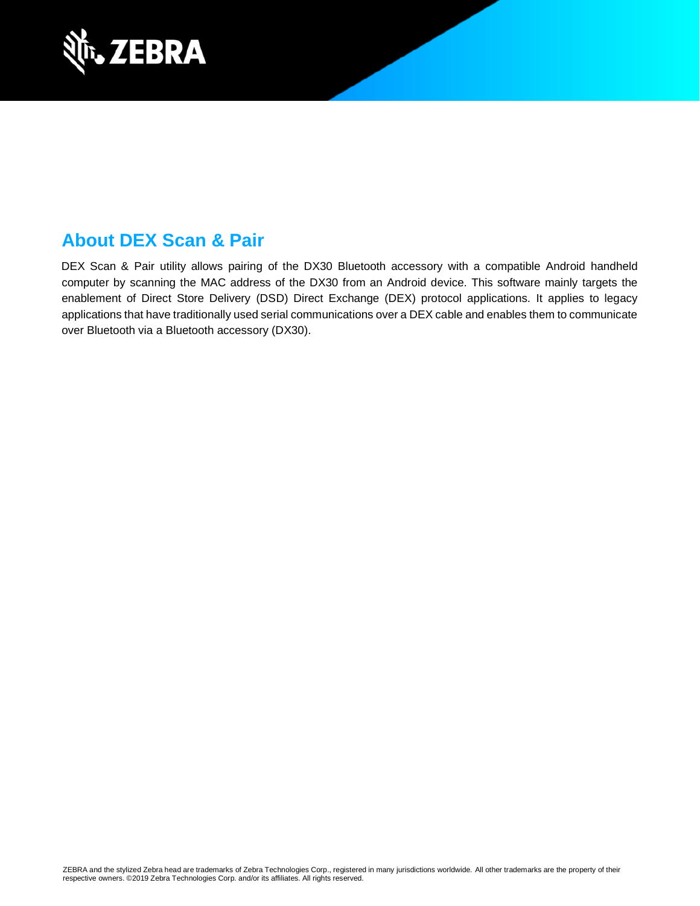## About DEX Scan & Pair

DEX Scan & Pair utility allows pairing of the DX30 Bluetooth accessory with a compatible Android handheld computer by scanning the MAC address of the DX30 from an Android device. This software mainly targets the enablement of Direct Store Delivery (DSD) Direct Exchange (DEX) protocol applications. It applies to legacy applications that have traditionally used serial communications over a DEX cable and enables them to communicate over Bluetooth via a Bluetooth accessory (DX30).

ZEBRA and the stylized Zebra head are trademarks of Zebra Technologies Corp., registered in many jurisdictions worldwide. All other trademarks are the property of their respective owners. ©2019 Zebra Technologies Corp. and/or its affiliates. All rights reserved.